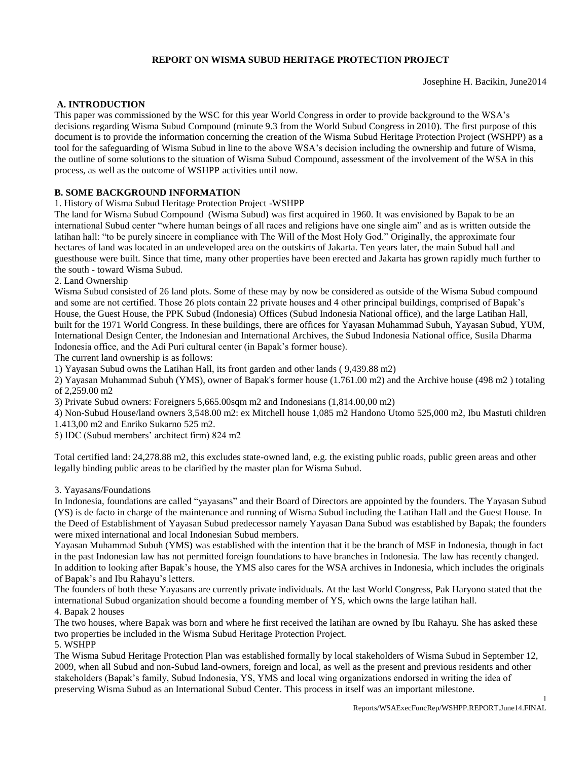# REPORT ON WISMA SUBUD HERITAGE PROTECTION PROJECT

Josephine H. Bacikin, June2014

## A. INTRODUCTION

This paper was commissioned by the WSC for this year World Congress in order to provide background to the WSA's decisions regarding Wisma Subud Compound (minute 9.3 from the World Subud Congress in 2010). The first purpose of this document is to provide the information concerning the creation of the Wisma Subud Heritage Protection Project (WSHPP) as a tool for the safeguarding of Wisma Subud in line to the above WSA's decision including the ownership and future of Wisma, the outline of some solutions to the situation of Wisma Subud Compound, assessment of the involvement of the WSA in this process, as well as the outcome of WSHPP activities until now.

## B. SOME BACKGROUND INFORMATION

1. History of Wisma Subud Heritage Protection Project -WSHPP

The land for Wisma Subud Compound (Wisma Subud) was first acquired in 1960. It was envisioned by Bapak to be an international Subud center "where human beings of all races and religions have one single aim" and as is written outside the latihan hall: "to be purely sincere in compliance with The Will of the Most Holy God." Originally, the approximate four hectares of land was located in an undeveloped area on the outskirts of Jakarta. Ten years later, the main Subud hall and guesthouse were built. Since that time, many other properties have been erected and Jakarta has grown rapidly much further to the south - toward Wisma Subud.

2. Land Ownership

Wisma Subud consisted of 26 land plots. Some of these may by now be considered as outside of the Wisma Subud compound and some are not certified. Those 26 plots contain 22 private houses and 4 other principal buildings, comprised of Bapak's House, the Guest House, the PPK Subud (Indonesia) Offices (Subud Indonesia National office), and the large Latihan Hall, built for the 1971 World Congress. In these buildings, there are offices for Yayasan Muhammad Subuh, Yayasan Subud, YUM, International Design Center, the Indonesian and International Archives, the Subud Indonesia National office, Susila Dharma Indonesia office, and the Adi Puri cultural center (in Bapak's former house).

The current land ownership is as follows:

1) Yayasan Subud owns the Latihan Hall, its front garden and other lands ( 9,439.88 m2)

2) Yayasan Muhammad Subuh (YMS), owner of Bapak's former house (1.761.00 m2) and the Archive house (498 m2 ) totaling of 2,259.00 m2

3) Private Subud owners: Foreigners 5,665.00sqm m2 and Indonesians (1,814.00,00 m2)

4) Non-Subud House/land owners 3,548.00 m2: ex Mitchell house 1,085 m2 Handono Utomo 525,000 m2, Ibu Mastuti children 1.413,00 m2 and Enriko Sukarno 525 m2.

5) IDC (Subud members' architect firm) 824 m2

Total certified land: 24,278.88 m2, this excludes state-owned land, e.g. the existing public roads, public green areas and other legally binding public areas to be clarified by the master plan for Wisma Subud.

3. Yayasans/Foundations

In Indonesia, foundations are called "yayasans" and their Board of Directors are appointed by the founders. The Yayasan Subud (YS) is de facto in charge of the maintenance and running of Wisma Subud including the Latihan Hall and the Guest House. In the Deed of Establishment of Yayasan Subud predecessor namely Yayasan Dana Subud was established by Bapak; the founders were mixed international and local Indonesian Subud members.

Yayasan Muhammad Subuh (YMS) was established with the intention that it be the branch of MSF in Indonesia, though in fact in the past Indonesian law has not permitted foreign foundations to have branches in Indonesia. The law has recently changed. In addition to looking after Bapak's house, the YMS also cares for the WSA archives in Indonesia, which includes the originals of Bapak's and Ibu Rahayu's letters.

The founders of both these Yayasans are currently private individuals. At the last World Congress, Pak Haryono stated that the international Subud organization should become a founding member of YS, which owns the large latihan hall.

4. Bapak 2 houses

The two houses, where Bapak was born and where he first received the latihan are owned by Ibu Rahayu. She has asked these two properties be included in the Wisma Subud Heritage Protection Project.

5. WSHPP

The Wisma Subud Heritage Protection Plan was established formally by local stakeholders of Wisma Subud in September 12, 2009, when all Subud and non-Subud land-owners, foreign and local, as well as the present and previous residents and other stakeholders (Bapak's family, Subud Indonesia, YS, YMS and local wing organizations endorsed in writing the idea of preserving Wisma Subud as an International Subud Center. This process in itself was an important milestone.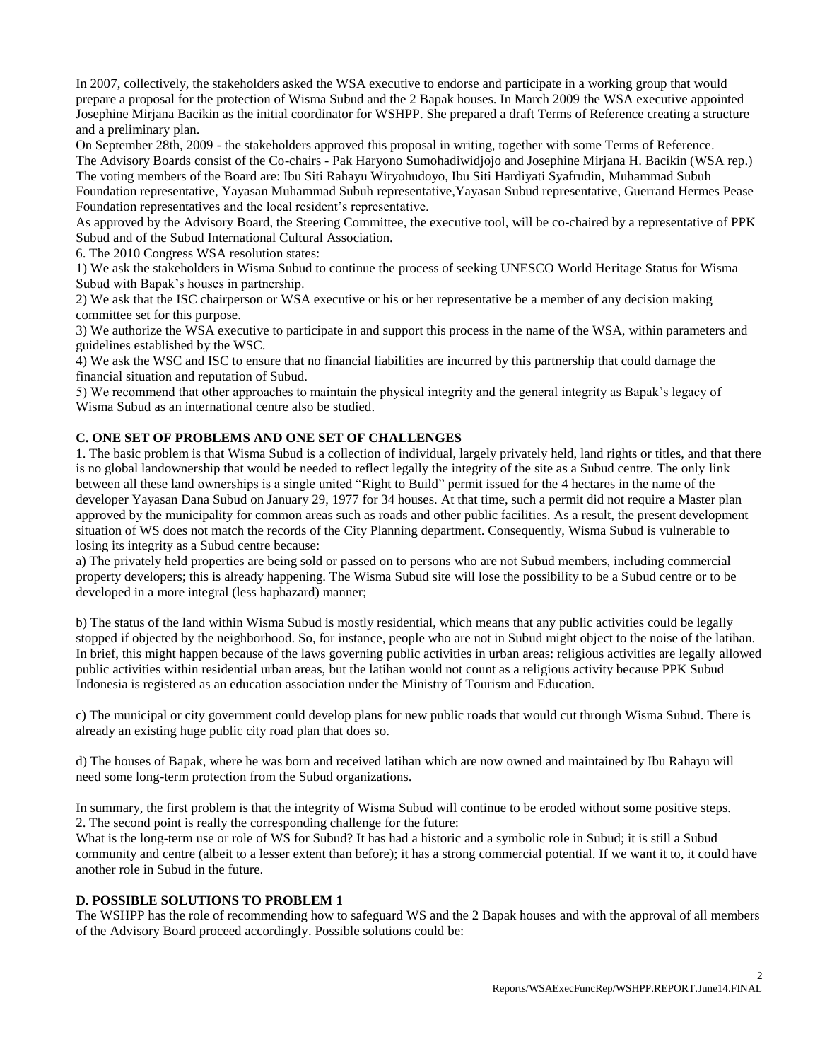In 2007, collectively, the stakeholders asked the WSA executive to endorse and participate in a working group that would prepare a proposal for the protection of Wisma Subud and the 2 Bapak houses. In March 2009 the WSA executive appointed Josephine Mirjana Bacikin as the initial coordinator for WSHPP. She prepared a draft Terms of Reference creating a structure and a preliminary plan.

On September 28th, 2009 - the stakeholders approved this proposal in writing, together with some Terms of Reference.

The Advisory Boards consist of the Co-chairs - Pak Haryono Sumohadiwidjojo and Josephine Mirjana H. Bacikin (WSA rep.) The voting members of the Board are: Ibu Siti Rahayu Wiryohudoyo, Ibu Siti Hardiyati Syafrudin, Muhammad Subuh Foundation representative, Yayasan Muhammad Subuh representative,Yayasan Subud representative, Guerrand Hermes Pease Foundation representatives and the local resident's representative.

As approved by the Advisory Board, the Steering Committee, the executive tool, will be co-chaired by a representative of PPK Subud and of the Subud International Cultural Association.

6. The 2010 Congress WSA resolution states:

1) We ask the stakeholders in Wisma Subud to continue the process of seeking UNESCO World Heritage Status for Wisma Subud with Bapak's houses in partnership.

2) We ask that the ISC chairperson or WSA executive or his or her representative be a member of any decision making committee set for this purpose.

3) We authorize the WSA executive to participate in and support this process in the name of the WSA, within parameters and guidelines established by the WSC.

4) We ask the WSC and ISC to ensure that no financial liabilities are incurred by this partnership that could damage the financial situation and reputation of Subud.

5) We recommend that other approaches to maintain the physical integrity and the general integrity as Bapak's legacy of Wisma Subud as an international centre also be studied.

## C. ONE SET OF PROBLEMS AND ONE SET OF CHALLENGES

1. The basic problem is that Wisma Subud is a collection of individual, largely privately held, land rights or titles, and that there is no global landownership that would be needed to reflect legally the integrity of the site as a Subud centre. The only link between all these land ownerships is a single united "Right to Build" permit issued for the 4 hectares in the name of the developer Yayasan Dana Subud on January 29, 1977 for 34 houses. At that time, such a permit did not require a Master plan approved by the municipality for common areas such as roads and other public facilities. As a result, the present development situation of WS does not match the records of the City Planning department. Consequently, Wisma Subud is vulnerable to losing its integrity as a Subud centre because:

a) The privately held properties are being sold or passed on to persons who are not Subud members, including commercial property developers; this is already happening. The Wisma Subud site will lose the possibility to be a Subud centre or to be developed in a more integral (less haphazard) manner;

b) The status of the land within Wisma Subud is mostly residential, which means that any public activities could be legally stopped if objected by the neighborhood. So, for instance, people who are not in Subud might object to the noise of the latihan. In brief, this might happen because of the laws governing public activities in urban areas: religious activities are legally allowed public activities within residential urban areas, but the latihan would not count as a religious activity because PPK Subud Indonesia is registered as an education association under the Ministry of Tourism and Education.

c) The municipal or city government could develop plans for new public roads that would cut through Wisma Subud. There is already an existing huge public city road plan that does so.

d) The houses of Bapak, where he was born and received latihan which are now owned and maintained by Ibu Rahayu will need some long-term protection from the Subud organizations.

In summary, the first problem is that the integrity of Wisma Subud will continue to be eroded without some positive steps.

2. The second point is really the corresponding challenge for the future:

What is the long-term use or role of WS for Subud? It has had a historic and a symbolic role in Subud; it is still a Subud community and centre (albeit to a lesser extent than before); it has a strong commercial potential. If we want it to, it could have another role in Subud in the future.

## D. POSSIBLE SOLUTIONS TO PROBLEM 1

The WSHPP has the role of recommending how to safeguard WS and the 2 Bapak houses and with the approval of all members of the Advisory Board proceed accordingly. Possible solutions could be: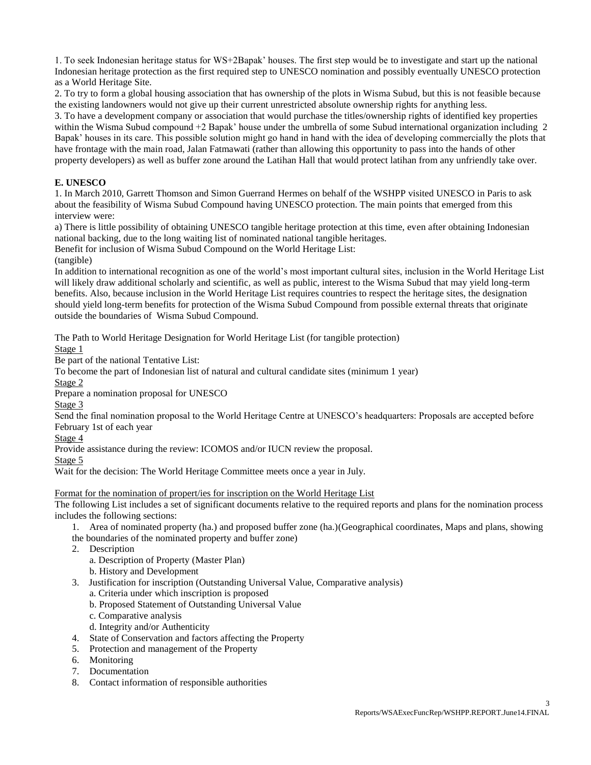1. To seek Indonesian heritage status for WS+2Bapak' houses. The first step would be to investigate and start up the national Indonesian heritage protection as the first required step to UNESCO nomination and possibly eventually UNESCO protection as a World Heritage Site.
2. To try to form a global housing association that has ownership of the plots in Wisma Subud, but this is not feasible because the existing landowners would not give up their current unrestricted absolute ownership rights for anything less.
3. To have a development company or association that would purchase the titles/ownership rights of identified key properties within the Wisma Subud compound +2 Bapak' house under the umbrella of some Subud international organization including 2 Bapak' houses in its care. This possible solution might go hand in hand with the idea of developing commercially the plots that have frontage with the main road, Jalan Fatmawati (rather than allowing this opportunity to pass into the hands of other property developers) as well as buffer zone around the Latihan Hall that would protect latihan from any unfriendly take over.

**E. UNESCO**

1. In March 2010, Garrett Thomson and Simon Guerrand Hermes on behalf of the WSHPP visited UNESCO in Paris to ask about the feasibility of Wisma Subud Compound having UNESCO protection. The main points that emerged from this interview were:

a) There is little possibility of obtaining UNESCO tangible heritage protection at this time, even after obtaining Indonesian national backing, due to the long waiting list of nominated national tangible heritages.

Benefit for inclusion of Wisma Subud Compound on the World Heritage List:

(tangible)

In addition to international recognition as one of the world's most important cultural sites, inclusion in the World Heritage List will likely draw additional scholarly and scientific, as well as public, interest to the Wisma Subud that may yield long-term benefits. Also, because inclusion in the World Heritage List requires countries to respect the heritage sites, the designation should yield long-term benefits for protection of the Wisma Subud Compound from possible external threats that originate outside the boundaries of Wisma Subud Compound.

The Path to World Heritage Designation for World Heritage List (for tangible protection)

Stage 1

Be part of the national Tentative List:

To become the part of Indonesian list of natural and cultural candidate sites (minimum 1 year)

Stage 2

Prepare a nomination proposal for UNESCO

Stage 3

Send the final nomination proposal to the World Heritage Centre at UNESCO's headquarters: Proposals are accepted before February 1st of each year

Stage 4

Provide assistance during the review: ICOMOS and/or IUCN review the proposal.

Stage 5

Wait for the decision: The World Heritage Committee meets once a year in July.

Format for the nomination of propert/ies for inscription on the World Heritage List

The following List includes a set of significant documents relative to the required reports and plans for the nomination process includes the following sections:

1. Area of nominated property (ha.) and proposed buffer zone (ha.)(Geographical coordinates, Maps and plans, showing the boundaries of the nominated property and buffer zone)
2. Description
   a. Description of Property (Master Plan)
   b. History and Development
3. Justification for inscription (Outstanding Universal Value, Comparative analysis)
   a. Criteria under which inscription is proposed
   b. Proposed Statement of Outstanding Universal Value
   c. Comparative analysis
   d. Integrity and/or Authenticity
4. State of Conservation and factors affecting the Property
5. Protection and management of the Property
6. Monitoring
7. Documentation
8. Contact information of responsible authorities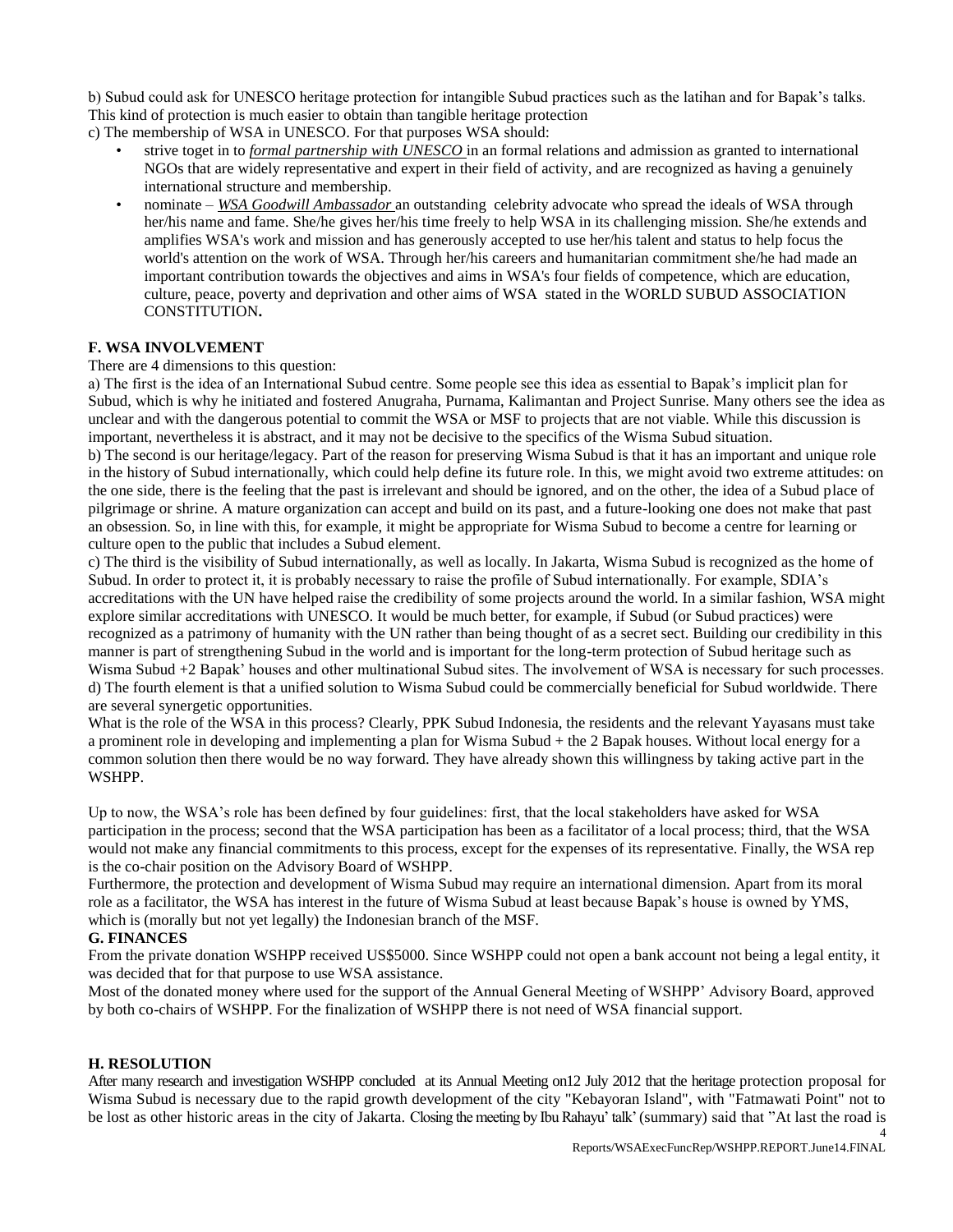b) Subud could ask for UNESCO heritage protection for intangible Subud practices such as the latihan and for Bapak's talks. This kind of protection is much easier to obtain than tangible heritage protection

c) The membership of WSA in UNESCO. For that purposes WSA should:

- strive toget in to *formal partnership with UNESCO* in an formal relations and admission as granted to international NGOs that are widely representative and expert in their field of activity, and are recognized as having a genuinely international structure and membership.
- nominate – *WSA Goodwill Ambassador* an outstanding celebrity advocate who spread the ideals of WSA through her/his name and fame. She/he gives her/his time freely to help WSA in its challenging mission. She/he extends and amplifies WSA's work and mission and has generously accepted to use her/his talent and status to help focus the world's attention on the work of WSA. Through her/his careers and humanitarian commitment she/he had made an important contribution towards the objectives and aims in WSA's four fields of competence, which are education, culture, peace, poverty and deprivation and other aims of WSA stated in the WORLD SUBUD ASSOCIATION CONSTITUTION**.**

## F. WSA INVOLVEMENT

There are 4 dimensions to this question:

a) The first is the idea of an International Subud centre. Some people see this idea as essential to Bapak's implicit plan for Subud, which is why he initiated and fostered Anugraha, Purnama, Kalimantan and Project Sunrise. Many others see the idea as unclear and with the dangerous potential to commit the WSA or MSF to projects that are not viable. While this discussion is important, nevertheless it is abstract, and it may not be decisive to the specifics of the Wisma Subud situation.

b) The second is our heritage/legacy. Part of the reason for preserving Wisma Subud is that it has an important and unique role in the history of Subud internationally, which could help define its future role. In this, we might avoid two extreme attitudes: on the one side, there is the feeling that the past is irrelevant and should be ignored, and on the other, the idea of a Subud place of pilgrimage or shrine. A mature organization can accept and build on its past, and a future-looking one does not make that past an obsession. So, in line with this, for example, it might be appropriate for Wisma Subud to become a centre for learning or culture open to the public that includes a Subud element.

c) The third is the visibility of Subud internationally, as well as locally. In Jakarta, Wisma Subud is recognized as the home of Subud. In order to protect it, it is probably necessary to raise the profile of Subud internationally. For example, SDIA's accreditations with the UN have helped raise the credibility of some projects around the world. In a similar fashion, WSA might explore similar accreditations with UNESCO. It would be much better, for example, if Subud (or Subud practices) were recognized as a patrimony of humanity with the UN rather than being thought of as a secret sect. Building our credibility in this manner is part of strengthening Subud in the world and is important for the long-term protection of Subud heritage such as Wisma Subud +2 Bapak' houses and other multinational Subud sites. The involvement of WSA is necessary for such processes.

d) The fourth element is that a unified solution to Wisma Subud could be commercially beneficial for Subud worldwide. There are several synergetic opportunities.

What is the role of the WSA in this process? Clearly, PPK Subud Indonesia, the residents and the relevant Yayasans must take a prominent role in developing and implementing a plan for Wisma Subud + the 2 Bapak houses. Without local energy for a common solution then there would be no way forward. They have already shown this willingness by taking active part in the WSHPP.

Up to now, the WSA's role has been defined by four guidelines: first, that the local stakeholders have asked for WSA participation in the process; second that the WSA participation has been as a facilitator of a local process; third, that the WSA would not make any financial commitments to this process, except for the expenses of its representative. Finally, the WSA rep is the co-chair position on the Advisory Board of WSHPP.

Furthermore, the protection and development of Wisma Subud may require an international dimension. Apart from its moral role as a facilitator, the WSA has interest in the future of Wisma Subud at least because Bapak's house is owned by YMS, which is (morally but not yet legally) the Indonesian branch of the MSF.

## G. FINANCES

From the private donation WSHPP received US$5000. Since WSHPP could not open a bank account not being a legal entity, it was decided that for that purpose to use WSA assistance.

Most of the donated money where used for the support of the Annual General Meeting of WSHPP' Advisory Board, approved by both co-chairs of WSHPP. For the finalization of WSHPP there is not need of WSA financial support.

## H. RESOLUTION

After many research and investigation WSHPP concluded at its Annual Meeting on12 July 2012 that the heritage protection proposal for Wisma Subud is necessary due to the rapid growth development of the city "Kebayoran Island", with "Fatmawati Point" not to be lost as other historic areas in the city of Jakarta. Closing the meeting by Ibu Rahayu' talk' (summary) said that "At last the road is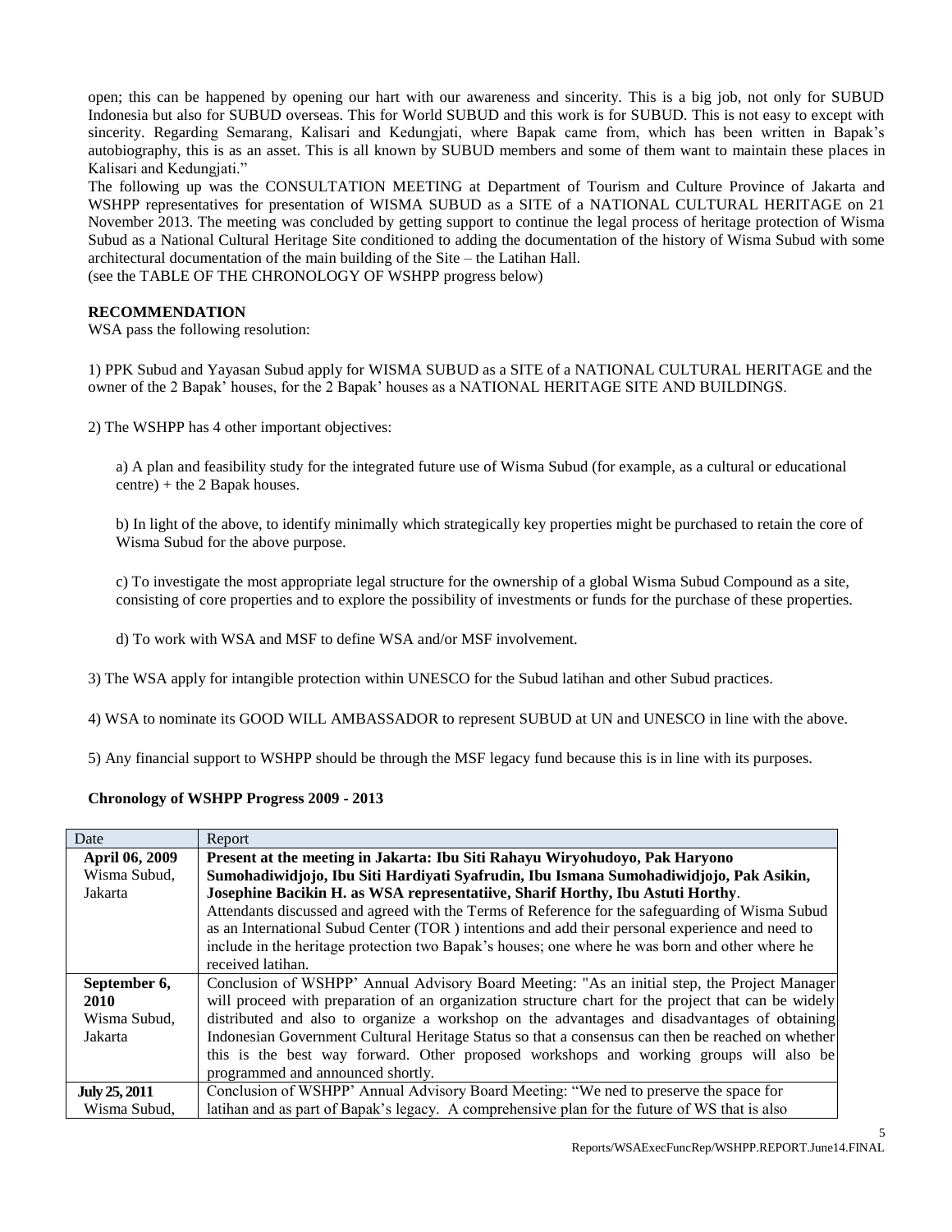open; this can be happened by opening our hart with our awareness and sincerity. This is a big job, not only for SUBUD Indonesia but also for SUBUD overseas. This for World SUBUD and this work is for SUBUD. This is not easy to except with sincerity. Regarding Semarang, Kalisari and Kedungjati, where Bapak came from, which has been written in Bapak's autobiography, this is as an asset. This is all known by SUBUD members and some of them want to maintain these places in Kalisari and Kedungjati."

The following up was the CONSULTATION MEETING at Department of Tourism and Culture Province of Jakarta and WSHPP representatives for presentation of WISMA SUBUD as a SITE of a NATIONAL CULTURAL HERITAGE on 21 November 2013. The meeting was concluded by getting support to continue the legal process of heritage protection of Wisma Subud as a National Cultural Heritage Site conditioned to adding the documentation of the history of Wisma Subud with some architectural documentation of the main building of the Site – the Latihan Hall.

(see the TABLE OF THE CHRONOLOGY OF WSHPP progress below)

**RECOMMENDATION**

WSA pass the following resolution:

1) PPK Subud and Yayasan Subud apply for WISMA SUBUD as a SITE of a NATIONAL CULTURAL HERITAGE and the owner of the 2 Bapak' houses, for the 2 Bapak' houses as a NATIONAL HERITAGE SITE AND BUILDINGS.

2) The WSHPP has 4 other important objectives:

a) A plan and feasibility study for the integrated future use of Wisma Subud (for example, as a cultural or educational centre) + the 2 Bapak houses.

b) In light of the above, to identify minimally which strategically key properties might be purchased to retain the core of Wisma Subud for the above purpose.

c) To investigate the most appropriate legal structure for the ownership of a global Wisma Subud Compound as a site, consisting of core properties and to explore the possibility of investments or funds for the purchase of these properties.

d) To work with WSA and MSF to define WSA and/or MSF involvement.

3) The WSA apply for intangible protection within UNESCO for the Subud latihan and other Subud practices.

4) WSA to nominate its GOOD WILL AMBASSADOR to represent SUBUD at UN and UNESCO in line with the above.

5) Any financial support to WSHPP should be through the MSF legacy fund because this is in line with its purposes.

**Chronology of WSHPP Progress 2009 - 2013**

| Date | Report |
|---|---|
| **April 06, 2009** Wisma Subud, Jakarta | **Present at the meeting in Jakarta: Ibu Siti Rahayu Wiryohudoyo, Pak Haryono Sumohadiwidjojo, Ibu Siti Hardiyati Syafrudin, Ibu Ismana Sumohadiwidjojo, Pak Asikin, Josephine Bacikin H. as WSA representatiive, Sharif Horthy, Ibu Astuti Horthy**. Attendants discussed and agreed with the Terms of Reference for the safeguarding of Wisma Subud as an International Subud Center (TOR ) intentions and add their personal experience and need to include in the heritage protection two Bapak's houses; one where he was born and other where he received latihan. |
| **September 6, 2010** Wisma Subud, Jakarta | Conclusion of WSHPP' Annual Advisory Board Meeting: "As an initial step, the Project Manager will proceed with preparation of an organization structure chart for the project that can be widely distributed and also to organize a workshop on the advantages and disadvantages of obtaining Indonesian Government Cultural Heritage Status so that a consensus can then be reached on whether this is the best way forward. Other proposed workshops and working groups will also be programmed and announced shortly. |
| **July 25, 2011** Wisma Subud, | Conclusion of WSHPP' Annual Advisory Board Meeting: "We ned to preserve the space for latihan and as part of Bapak's legacy. A comprehensive plan for the future of WS that is also |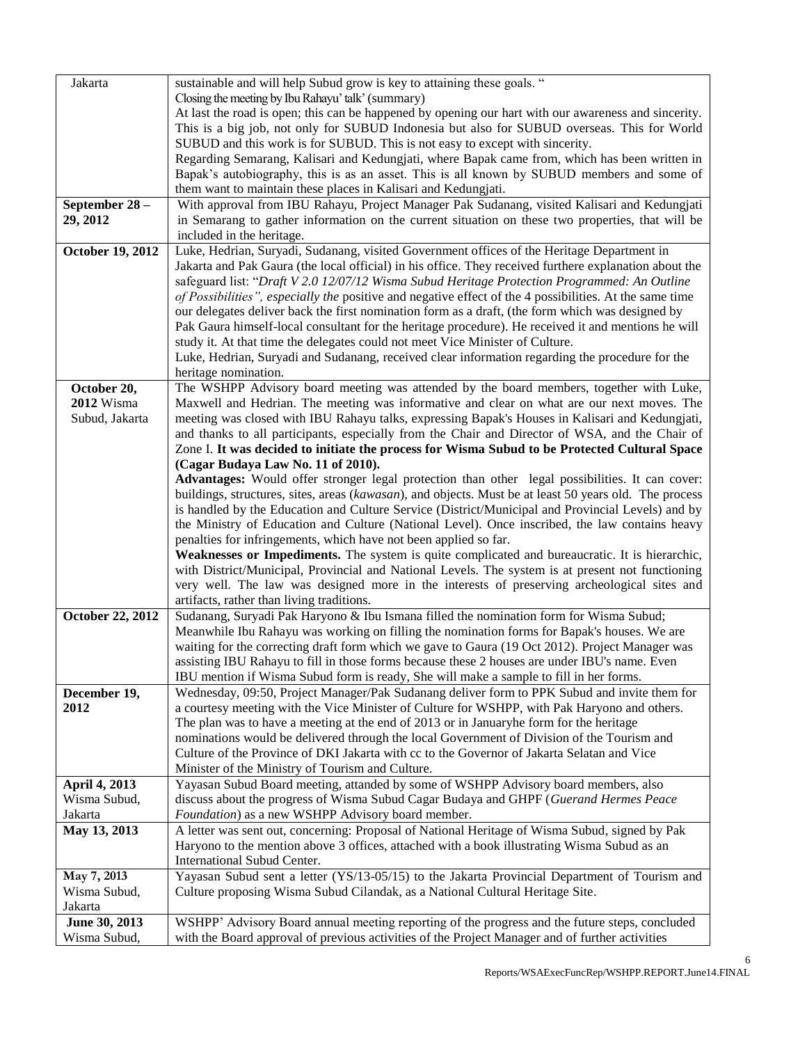| | |
|---|---|
| Jakarta | sustainable and will help Subud grow is key to attaining these goals. "<br>Closing the meeting by Ibu Rahayu' talk' (summary)<br>At last the road is open; this can be happened by opening our hart with our awareness and sincerity. This is a big job, not only for SUBUD Indonesia but also for SUBUD overseas. This for World SUBUD and this work is for SUBUD. This is not easy to except with sincerity.<br>Regarding Semarang, Kalisari and Kedungjati, where Bapak came from, which has been written in Bapak's autobiography, this is as an asset. This is all known by SUBUD members and some of them want to maintain these places in Kalisari and Kedungjati. |
| **September 28 – 29, 2012** | With approval from IBU Rahayu, Project Manager Pak Sudanang, visited Kalisari and Kedungjati in Semarang to gather information on the current situation on these two properties, that will be included in the heritage. |
| **October 19, 2012** | Luke, Hedrian, Suryadi, Sudanang, visited Government offices of the Heritage Department in Jakarta and Pak Gaura (the local official) in his office. They received furthere explanation about the safeguard list: "*Draft V 2.0 12/07/12 Wisma Subud Heritage Protection Programmed: An Outline of Possibilities", especially the* positive and negative effect of the 4 possibilities. At the same time our delegates deliver back the first nomination form as a draft, (the form which was designed by Pak Gaura himself-local consultant for the heritage procedure). He received it and mentions he will study it. At that time the delegates could not meet Vice Minister of Culture.<br>Luke, Hedrian, Suryadi and Sudanang, received clear information regarding the procedure for the heritage nomination. |
| **October 20, 2012** Wisma Subud, Jakarta | The WSHPP Advisory board meeting was attended by the board members, together with Luke, Maxwell and Hedrian. The meeting was informative and clear on what are our next moves. The meeting was closed with IBU Rahayu talks, expressing Bapak's Houses in Kalisari and Kedungjati, and thanks to all participants, especially from the Chair and Director of WSA, and the Chair of Zone I. **It was decided to initiate the process for Wisma Subud to be Protected Cultural Space (Cagar Budaya Law No. 11 of 2010).**<br>**Advantages:** Would offer stronger legal protection than other legal possibilities. It can cover: buildings, structures, sites, areas (*kawasan*), and objects. Must be at least 50 years old. The process is handled by the Education and Culture Service (District/Municipal and Provincial Levels) and by the Ministry of Education and Culture (National Level). Once inscribed, the law contains heavy penalties for infringements, which have not been applied so far.<br>**Weaknesses or Impediments.** The system is quite complicated and bureaucratic. It is hierarchic, with District/Municipal, Provincial and National Levels. The system is at present not functioning very well. The law was designed more in the interests of preserving archeological sites and artifacts, rather than living traditions. |
| **October 22, 2012** | Sudanang, Suryadi Pak Haryono & Ibu Ismana filled the nomination form for Wisma Subud; Meanwhile Ibu Rahayu was working on filling the nomination forms for Bapak's houses. We are waiting for the correcting draft form which we gave to Gaura (19 Oct 2012). Project Manager was assisting IBU Rahayu to fill in those forms because these 2 houses are under IBU's name. Even IBU mention if Wisma Subud form is ready, She will make a sample to fill in her forms. |
| **December 19, 2012** | Wednesday, 09:50, Project Manager/Pak Sudanang deliver form to PPK Subud and invite them for a courtesy meeting with the Vice Minister of Culture for WSHPP, with Pak Haryono and others. The plan was to have a meeting at the end of 2013 or in Januaryhe form for the heritage nominations would be delivered through the local Government of Division of the Tourism and Culture of the Province of DKI Jakarta with cc to the Governor of Jakarta Selatan and Vice Minister of the Ministry of Tourism and Culture. |
| **April 4, 2013** Wisma Subud, Jakarta | Yayasan Subud Board meeting, attanded by some of WSHPP Advisory board members, also discuss about the progress of Wisma Subud Cagar Budaya and GHPF (*Guerand Hermes Peace Foundation*) as a new WSHPP Advisory board member. |
| **May 13, 2013** | A letter was sent out, concerning: Proposal of National Heritage of Wisma Subud, signed by Pak Haryono to the mention above 3 offices, attached with a book illustrating Wisma Subud as an International Subud Center. |
| **May 7, 2013** Wisma Subud, Jakarta | Yayasan Subud sent a letter (YS/13-05/15) to the Jakarta Provincial Department of Tourism and Culture proposing Wisma Subud Cilandak, as a National Cultural Heritage Site. |
| **June 30, 2013** Wisma Subud, | WSHPP' Advisory Board annual meeting reporting of the progress and the future steps, concluded with the Board approval of previous activities of the Project Manager and of further activities |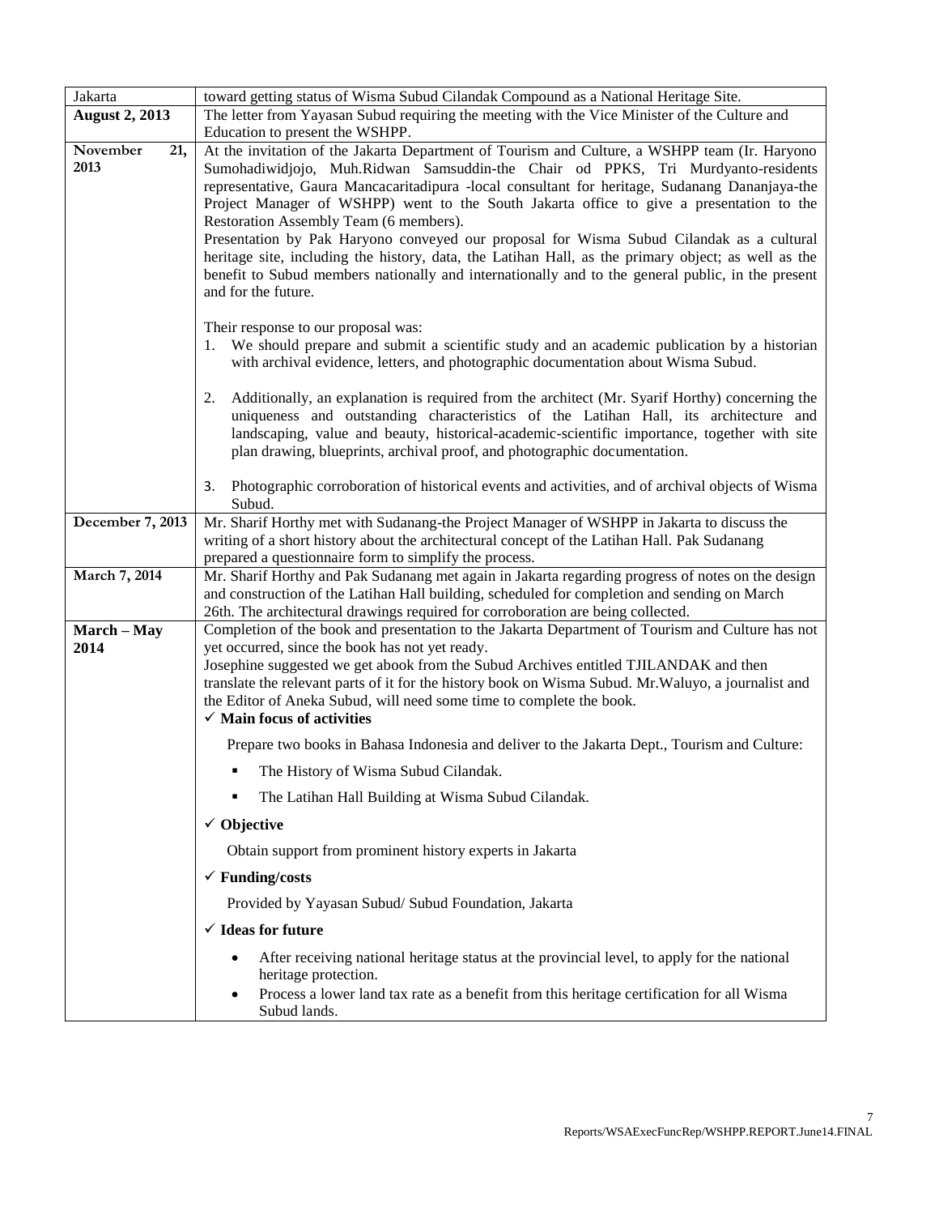| | |
|---|---|
| Jakarta | toward getting status of Wisma Subud Cilandak Compound as a National Heritage Site. |
| **August 2, 2013** | The letter from Yayasan Subud requiring the meeting with the Vice Minister of the Culture and Education to present the WSHPP. |
| **November 21, 2013** | At the invitation of the Jakarta Department of Tourism and Culture, a WSHPP team (Ir. Haryono Sumohadiwidjojo, Muh.Ridwan Samsuddin-the Chair od PPKS, Tri Murdyanto-residents representative, Gaura Mancacaritadipura -local consultant for heritage, Sudanang Dananjaya-the Project Manager of WSHPP) went to the South Jakarta office to give a presentation to the Restoration Assembly Team (6 members).<br>Presentation by Pak Haryono conveyed our proposal for Wisma Subud Cilandak as a cultural heritage site, including the history, data, the Latihan Hall, as the primary object; as well as the benefit to Subud members nationally and internationally and to the general public, in the present and for the future.<br><br>Their response to our proposal was:<br>1. We should prepare and submit a scientific study and an academic publication by a historian with archival evidence, letters, and photographic documentation about Wisma Subud.<br><br>2. Additionally, an explanation is required from the architect (Mr. Syarif Horthy) concerning the uniqueness and outstanding characteristics of the Latihan Hall, its architecture and landscaping, value and beauty, historical-academic-scientific importance, together with site plan drawing, blueprints, archival proof, and photographic documentation.<br><br>3. Photographic corroboration of historical events and activities, and of archival objects of Wisma Subud. |
| **December 7, 2013** | Mr. Sharif Horthy met with Sudanang-the Project Manager of WSHPP in Jakarta to discuss the writing of a short history about the architectural concept of the Latihan Hall. Pak Sudanang prepared a questionnaire form to simplify the process. |
| **March 7, 2014** | Mr. Sharif Horthy and Pak Sudanang met again in Jakarta regarding progress of notes on the design and construction of the Latihan Hall building, scheduled for completion and sending on March 26th. The architectural drawings required for corroboration are being collected. |
| **March – May 2014** | Completion of the book and presentation to the Jakarta Department of Tourism and Culture has not yet occurred, since the book has not yet ready.<br>Josephine suggested we get abook from the Subud Archives entitled TJILANDAK and then translate the relevant parts of it for the history book on Wisma Subud. Mr.Waluyo, a journalist and the Editor of Aneka Subud, will need some time to complete the book.<br>✓ **Main focus of activities**<br>Prepare two books in Bahasa Indonesia and deliver to the Jakarta Dept., Tourism and Culture:<br>▪ The History of Wisma Subud Cilandak.<br>▪ The Latihan Hall Building at Wisma Subud Cilandak.<br>✓ **Objective**<br>Obtain support from prominent history experts in Jakarta<br>✓ **Funding/costs**<br>Provided by Yayasan Subud/ Subud Foundation, Jakarta<br>✓ **Ideas for future**<br>• After receiving national heritage status at the provincial level, to apply for the national heritage protection.<br>• Process a lower land tax rate as a benefit from this heritage certification for all Wisma Subud lands. |

Reports/WSAExecFuncRep/WSHPP.REPORT.June14.FINAL